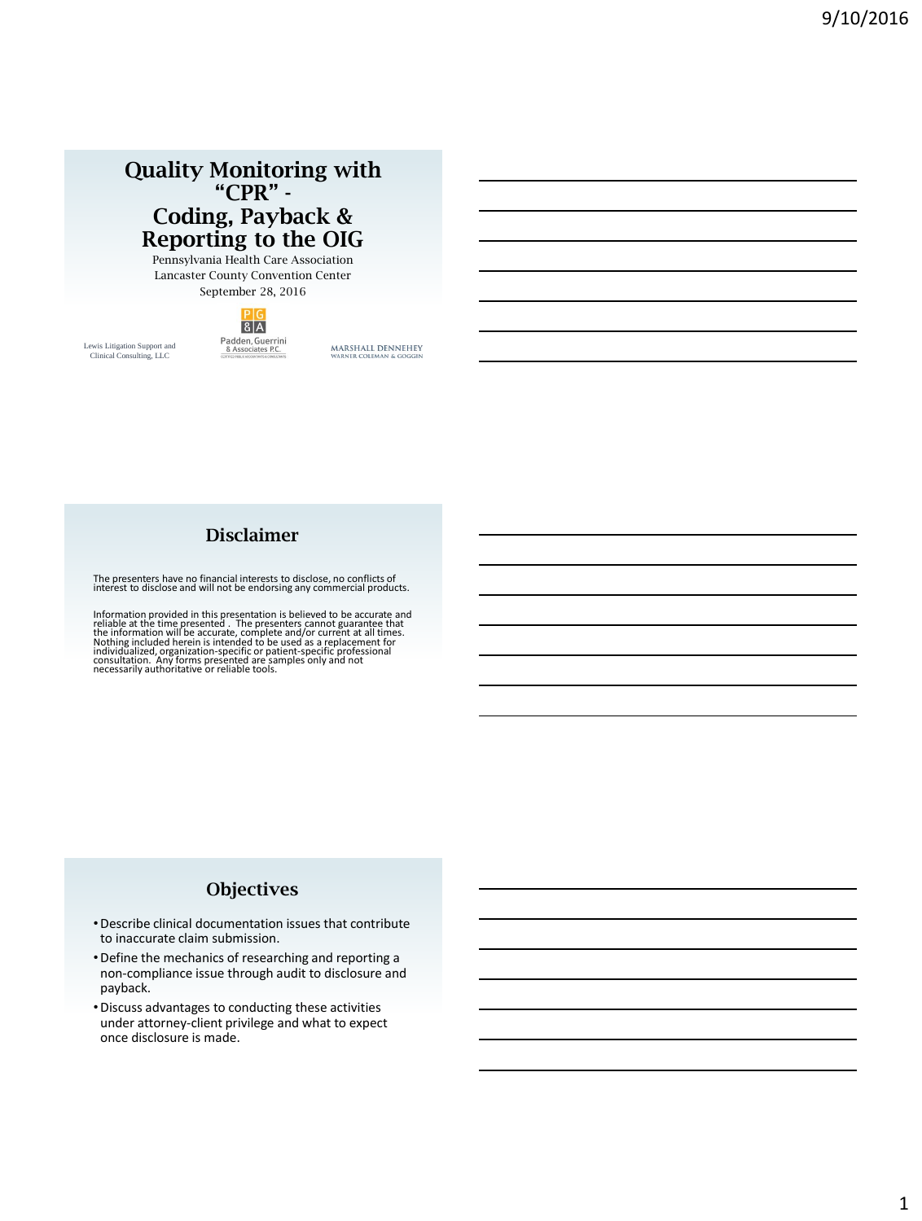# Quality Monitoring with "CPR" - Coding, Payback & Reporting to the OIG

Pennsylvania Health Care Association
Lancaster County Convention Center
September 28, 2016

Lewis Litigation Support and Clinical Consulting, LLC

PG&A Padden, Guerrini & Associates P.C.

MARSHALL DENNEHEY WARNER COLEMAN & GOGGIN

## Disclaimer

The presenters have no financial interests to disclose, no conflicts of interest to disclose and will not be endorsing any commercial products.

Information provided in this presentation is believed to be accurate and reliable at the time presented . The presenters cannot guarantee that the information will be accurate, complete and/or current at all times. Nothing included herein is intended to be used as a replacement for individualized, organization-specific or patient-specific professional consultation. Any forms presented are samples only and not necessarily authoritative or reliable tools.

## Objectives

- Describe clinical documentation issues that contribute to inaccurate claim submission.
- Define the mechanics of researching and reporting a non-compliance issue through audit to disclosure and payback.
- Discuss advantages to conducting these activities under attorney-client privilege and what to expect once disclosure is made.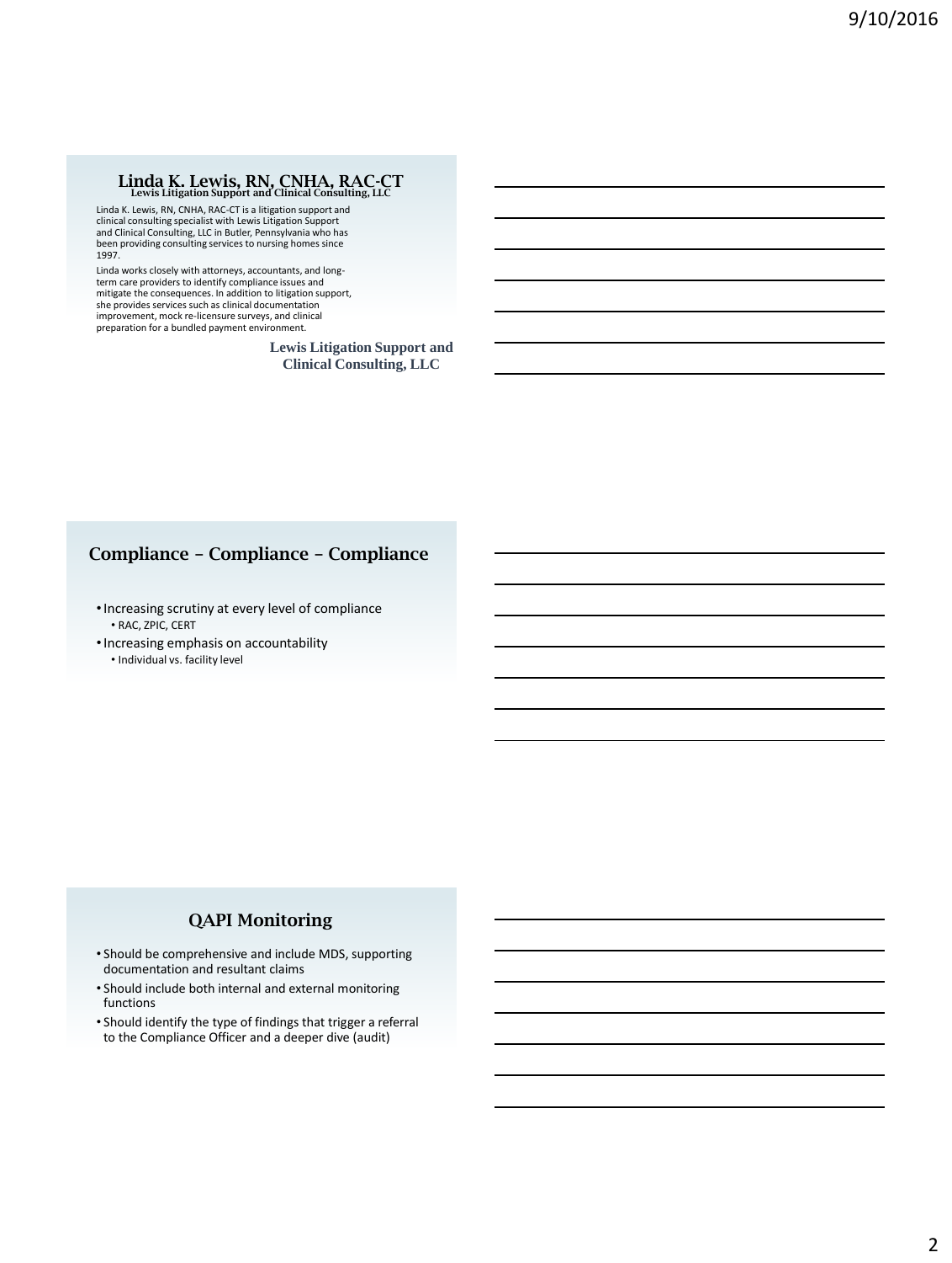## Linda K. Lewis, RN, CNHA, RAC-CT

**Lewis Litigation Support and Clinical Consulting, LLC**

Linda K. Lewis, RN, CNHA, RAC-CT is a litigation support and clinical consulting specialist with Lewis Litigation Support and Clinical Consulting, LLC in Butler, Pennsylvania who has been providing consulting services to nursing homes since 1997.

Linda works closely with attorneys, accountants, and long-term care providers to identify compliance issues and mitigate the consequences. In addition to litigation support, she provides services such as clinical documentation improvement, mock re-licensure surveys, and clinical preparation for a bundled payment environment.

**Lewis Litigation Support and Clinical Consulting, LLC**

## Compliance – Compliance – Compliance

- Increasing scrutiny at every level of compliance
  - RAC, ZPIC, CERT
- Increasing emphasis on accountability
  - Individual vs. facility level

## QAPI Monitoring

- Should be comprehensive and include MDS, supporting documentation and resultant claims
- Should include both internal and external monitoring functions
- Should identify the type of findings that trigger a referral to the Compliance Officer and a deeper dive (audit)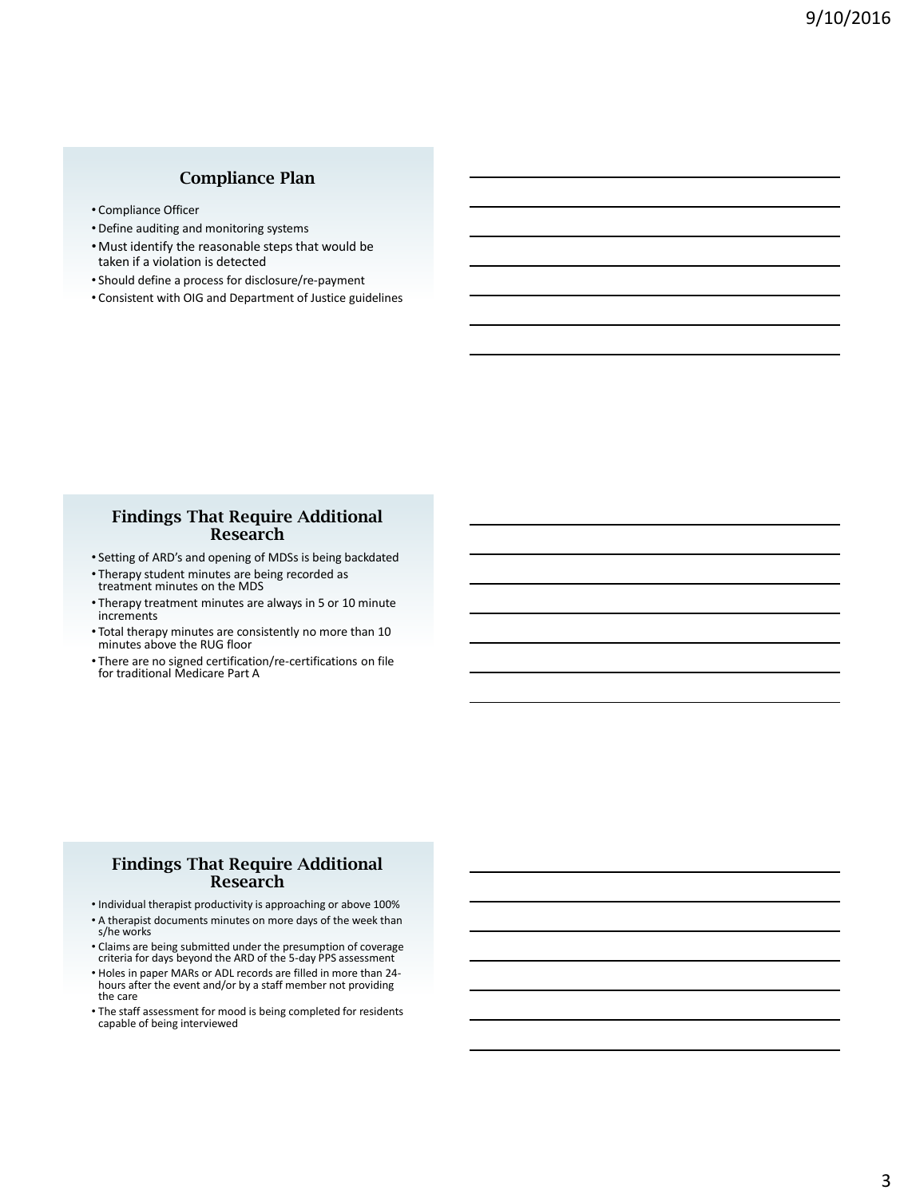## Compliance Plan

- Compliance Officer
- Define auditing and monitoring systems
- Must identify the reasonable steps that would be taken if a violation is detected
- Should define a process for disclosure/re-payment
- Consistent with OIG and Department of Justice guidelines

## Findings That Require Additional Research

- Setting of ARD's and opening of MDSs is being backdated
- Therapy student minutes are being recorded as treatment minutes on the MDS
- Therapy treatment minutes are always in 5 or 10 minute increments
- Total therapy minutes are consistently no more than 10 minutes above the RUG floor
- There are no signed certification/re-certifications on file for traditional Medicare Part A

## Findings That Require Additional Research

- Individual therapist productivity is approaching or above 100%
- A therapist documents minutes on more days of the week than s/he works
- Claims are being submitted under the presumption of coverage criteria for days beyond the ARD of the 5-day PPS assessment
- Holes in paper MARs or ADL records are filled in more than 24-hours after the event and/or by a staff member not providing the care
- The staff assessment for mood is being completed for residents capable of being interviewed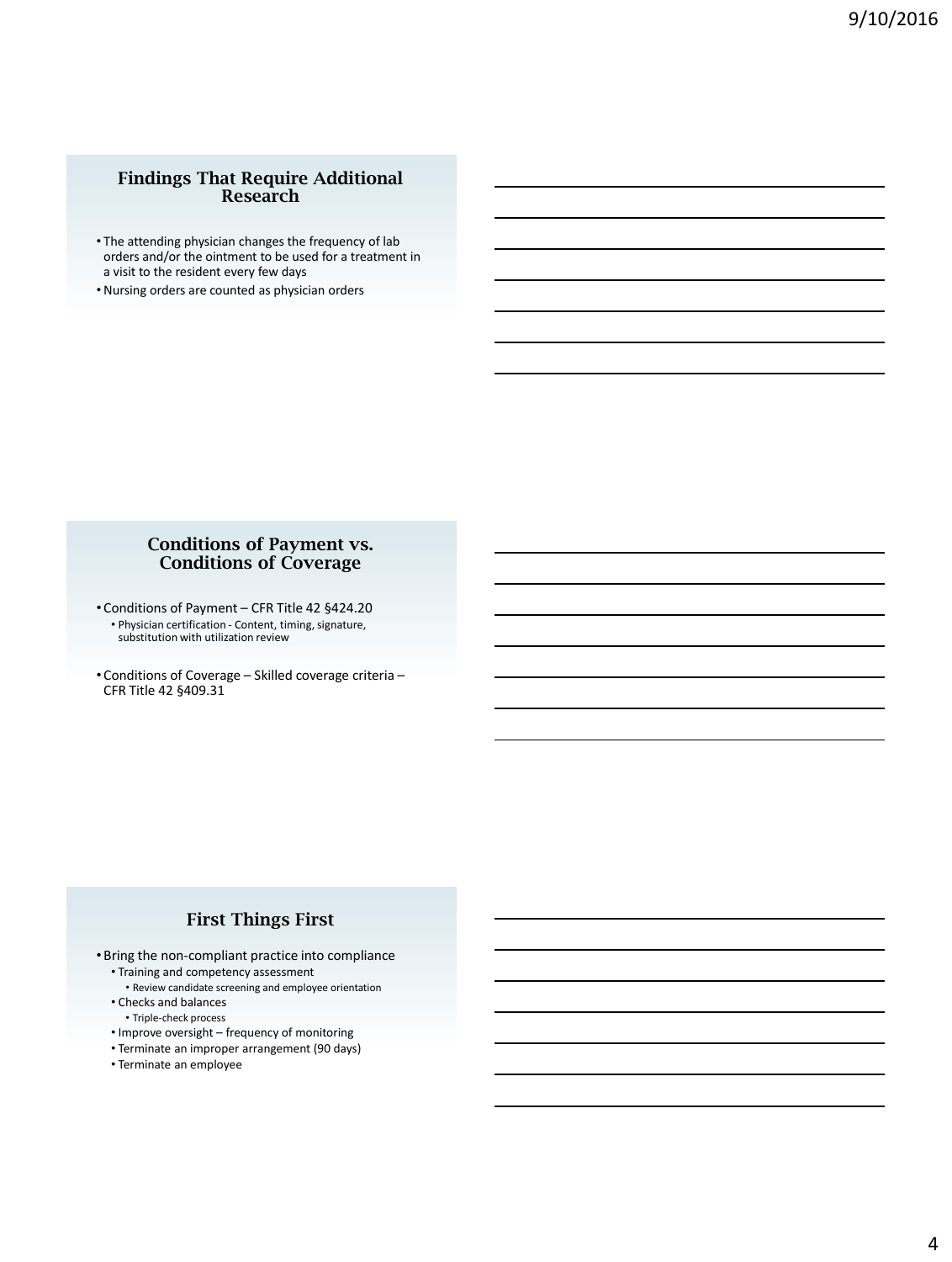## Findings That Require Additional Research

- The attending physician changes the frequency of lab orders and/or the ointment to be used for a treatment in a visit to the resident every few days
- Nursing orders are counted as physician orders

## Conditions of Payment vs. Conditions of Coverage

- Conditions of Payment – CFR Title 42 §424.20
  - Physician certification - Content, timing, signature, substitution with utilization review
- Conditions of Coverage – Skilled coverage criteria – CFR Title 42 §409.31

## First Things First

- Bring the non-compliant practice into compliance
  - Training and competency assessment
    - Review candidate screening and employee orientation
  - Checks and balances
    - Triple-check process
  - Improve oversight – frequency of monitoring
  - Terminate an improper arrangement (90 days)
  - Terminate an employee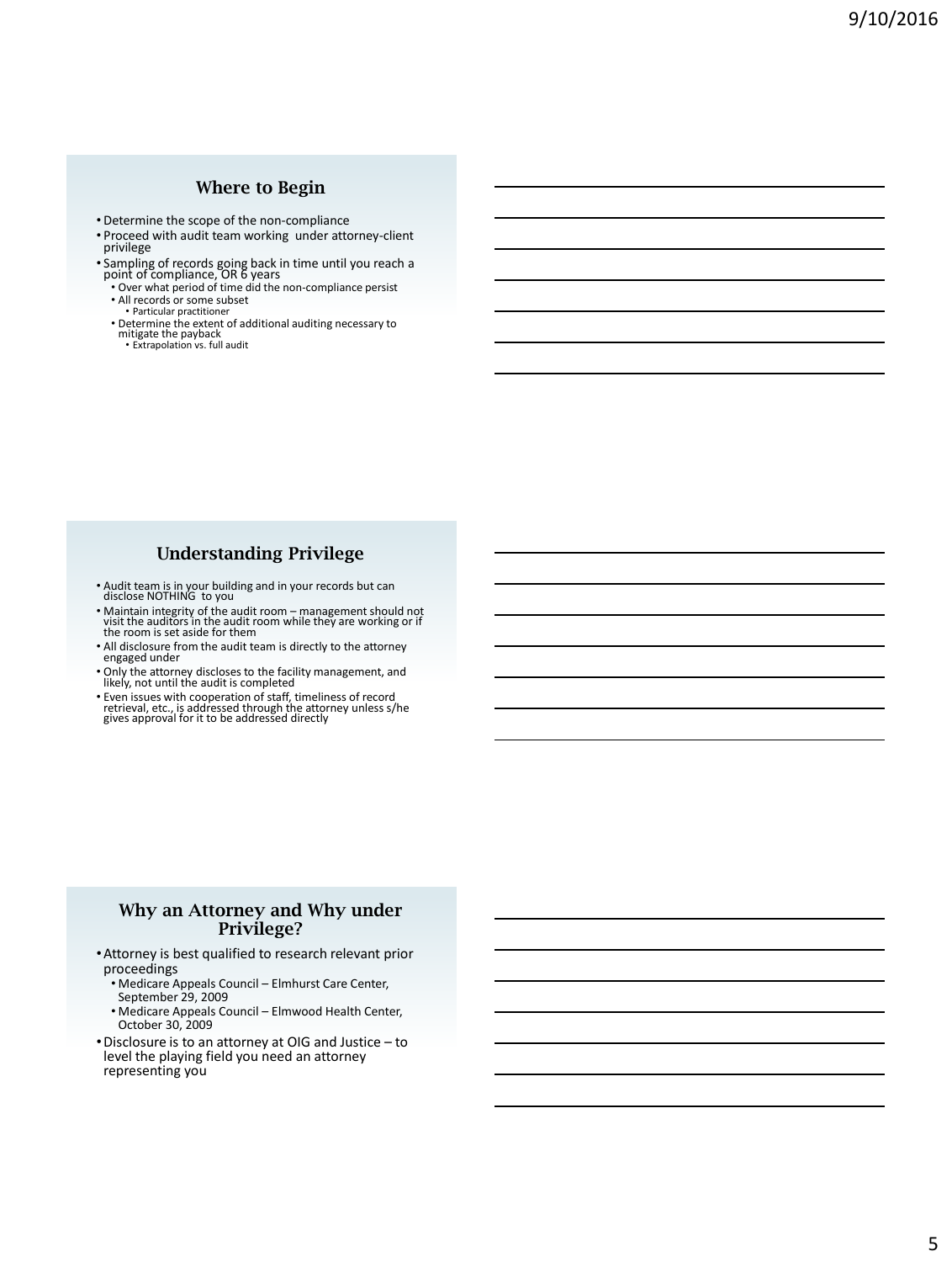## Where to Begin

- Determine the scope of the non-compliance
- Proceed with audit team working under attorney-client privilege
- Sampling of records going back in time until you reach a point of compliance, OR 6 years
  - Over what period of time did the non-compliance persist
  - All records or some subset
    - Particular practitioner
  - Determine the extent of additional auditing necessary to mitigate the payback
    - Extrapolation vs. full audit

## Understanding Privilege

- Audit team is in your building and in your records but can disclose NOTHING to you
- Maintain integrity of the audit room – management should not visit the auditors in the audit room while they are working or if the room is set aside for them
- All disclosure from the audit team is directly to the attorney engaged under
- Only the attorney discloses to the facility management, and likely, not until the audit is completed
- Even issues with cooperation of staff, timeliness of record retrieval, etc., is addressed through the attorney unless s/he gives approval for it to be addressed directly

## Why an Attorney and Why under Privilege?

- Attorney is best qualified to research relevant prior proceedings
  - Medicare Appeals Council – Elmhurst Care Center, September 29, 2009
  - Medicare Appeals Council – Elmwood Health Center, October 30, 2009
- Disclosure is to an attorney at OIG and Justice – to level the playing field you need an attorney representing you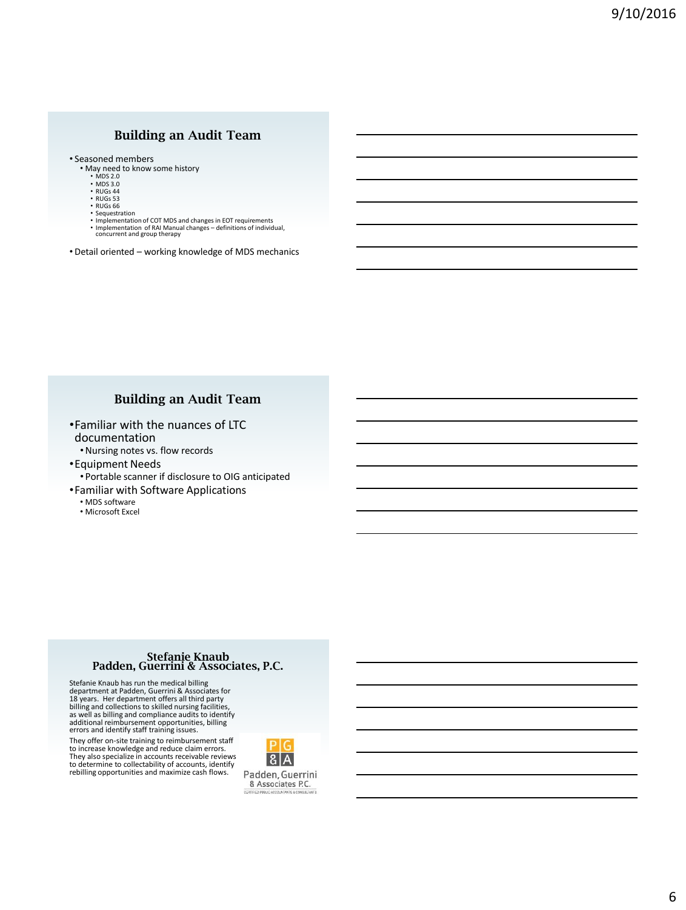## Building an Audit Team

- Seasoned members
  - May need to know some history
    - MDS 2.0
    - MDS 3.0
    - RUGs 44
    - RUGs 53
    - RUGs 66
    - Sequestration
    - Implementation of COT MDS and changes in EOT requirements
    - Implementation of RAI Manual changes – definitions of individual, concurrent and group therapy
- Detail oriented – working knowledge of MDS mechanics

## Building an Audit Team

- Familiar with the nuances of LTC documentation
  - Nursing notes vs. flow records
- Equipment Needs
  - Portable scanner if disclosure to OIG anticipated
- Familiar with Software Applications
  - MDS software
  - Microsoft Excel

## Stefanie Knaub
## Padden, Guerrini & Associates, P.C.

Stefanie Knaub has run the medical billing department at Padden, Guerrini & Associates for 18 years. Her department offers all third party billing and collections to skilled nursing facilities, as well as billing and compliance audits to identify additional reimbursement opportunities, billing errors and identify staff training issues.

They offer on-site training to reimbursement staff to increase knowledge and reduce claim errors. They also specialize in accounts receivable reviews to determine to collectability of accounts, identify rebilling opportunities and maximize cash flows.

PG&A Padden, Guerrini & Associates P.C. CERTIFIED PUBLIC ACCOUNTANTS & CONSULTANTS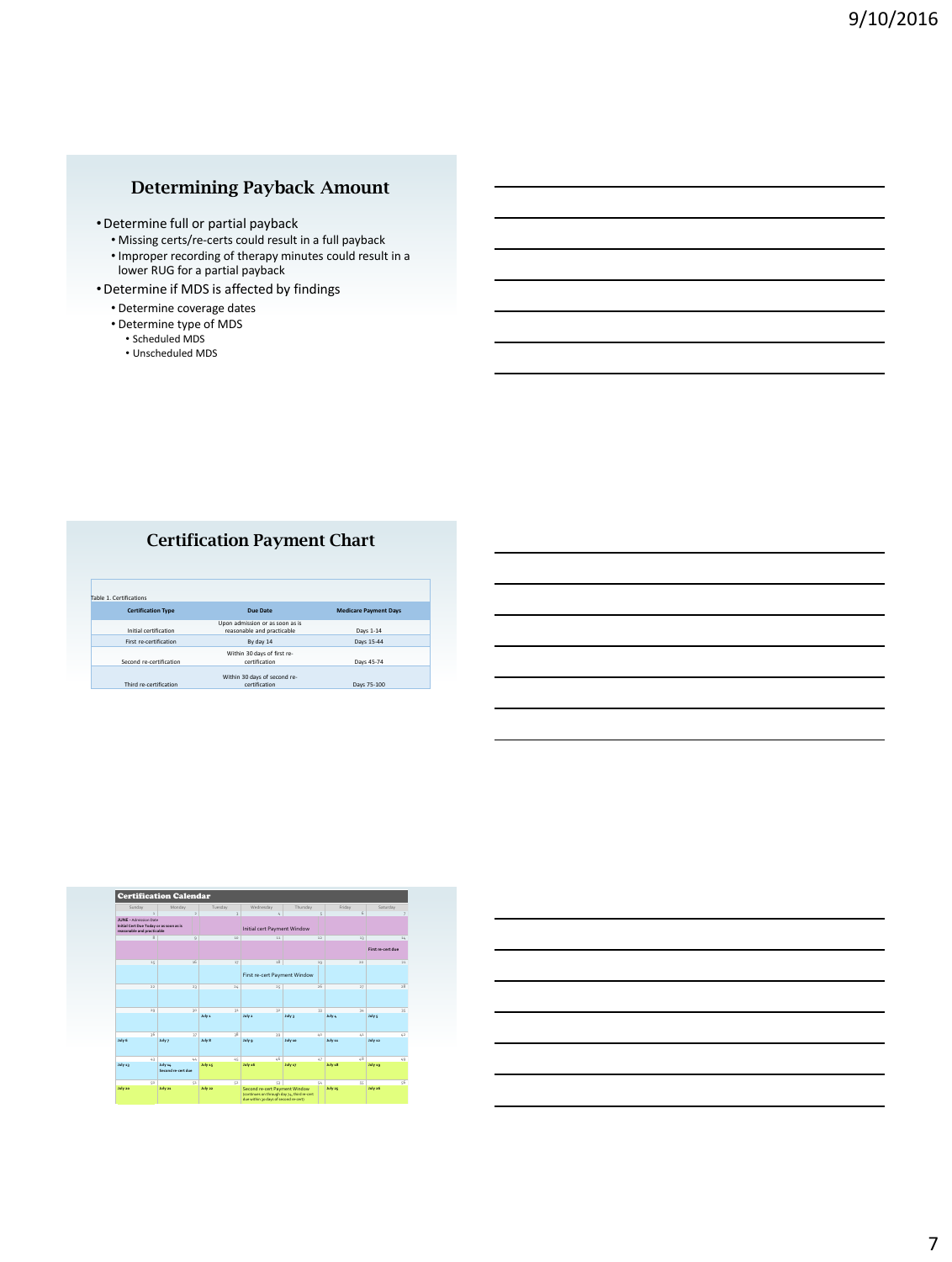## Determining Payback Amount

- Determine full or partial payback
  - Missing certs/re-certs could result in a full payback
  - Improper recording of therapy minutes could result in a lower RUG for a partial payback
- Determine if MDS is affected by findings
  - Determine coverage dates
  - Determine type of MDS
    - Scheduled MDS
    - Unscheduled MDS

## Certification Payment Chart

Table 1. Certifications

| Certification Type | Due Date | Medicare Payment Days |
|---|---|---|
| Initial certification | Upon admission or as soon as is reasonable and practicable | Days 1-14 |
| First re-certification | By day 14 | Days 15-44 |
| Second re-certification | Within 30 days of first re-certification | Days 45-74 |
| Third re-certification | Within 30 days of second re-certification | Days 75-100 |

## Certification Calendar

| Sunday | Monday | Tuesday | Wednesday | Thursday | Friday | Saturday |
|---|---|---|---|---|---|---|
| 1 JUNE – Admission Date Initial Cert Due Today or as soon as is reasonable and practicable | 2 | 3 Initial cert Payment Window | 4 | 5 | 6 | 7 |
| 8 | 9 | 10 | 11 | 12 | 13 | 14 First re-cert due |
| 15 | 16 | 17 | 18 First re-cert Payment Window | 19 | 20 | 21 |
| 22 | 23 | 24 | 25 | 26 | 27 | 28 |
| 29 | 30 | 31 July 1 | 32 July 2 | 33 July 3 | 34 July 4 | 35 July 5 |
| 36 July 6 | 37 July 7 | 38 July 8 | 39 July 9 | 40 July 10 | 41 July 11 | 42 July 12 |
| 43 July 13 | 44 July 14 Second re-cert due | 45 July 15 | 46 July 16 | 47 July 17 | 48 July 18 | 49 July 19 |
| 50 July 20 | 51 July 21 | 52 July 22 | 53 Second re-cert Payment Window (continues on through day 74, third re-cert due within 30 days of second re-cert) | 54 | 55 July 25 | 56 July 26 |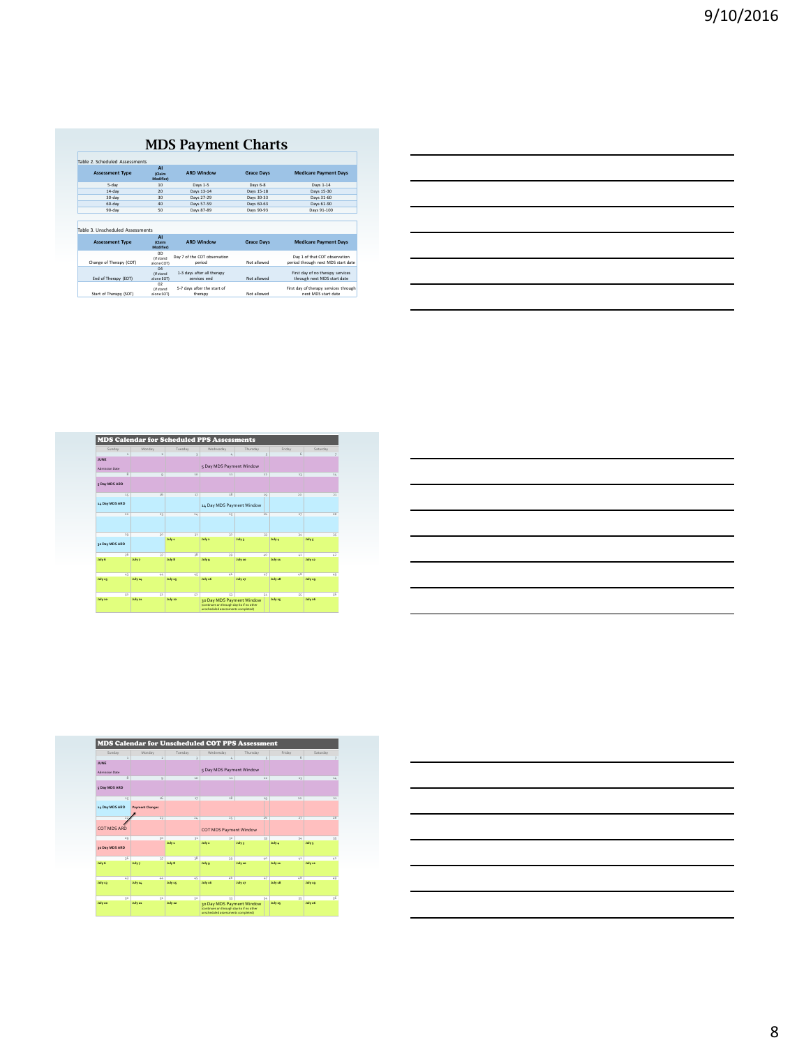# MDS Payment Charts

Table 2. Scheduled Assessments

| Assessment Type | AI (Claim Modifier) | ARD Window | Grace Days | Medicare Payment Days |
|---|---|---|---|---|
| 5-day | 10 | Days 1-5 | Days 6-8 | Days 1-14 |
| 14-day | 20 | Days 13-14 | Days 15-18 | Days 15-30 |
| 30-day | 30 | Days 27-29 | Days 30-33 | Days 31-60 |
| 60-day | 40 | Days 57-59 | Days 60-63 | Days 61-90 |
| 90-day | 50 | Days 87-89 | Days 90-93 | Days 91-100 |

Table 3. Unscheduled Assessments

| Assessment Type | AI (Claim Modifier) | ARD Window | Grace Days | Medicare Payment Days |
|---|---|---|---|---|
| Change of Therapy (COT) | 0D (if stand alone COT) | Day 7 of the COT observation period | Not allowed | Day 1 of that COT observation period through next MDS start date |
| End of Therapy (EOT) | 04 (if stand alone EOT) | 1-3 days after all therapy services end | Not allowed | First day of no therapy services through next MDS start date |
| Start of Therapy (SOT) | 02 (if stand alone SOT) | 5-7 days after the start of therapy | Not allowed | First day of therapy services through next MDS start date |

## MDS Calendar for Scheduled PPS Assessments

| Sunday | Monday | Tuesday | Wednesday | Thursday | Friday | Saturday |
|---|---|---|---|---|---|---|
| 1 JUNE Admission Date | 2 | 3 | 4 5 Day MDS Payment Window | 5 | 6 | 7 |
| 8 5 Day MDS ARD | 9 | 10 | 11 | 12 | 13 | 14 |
| 15 14 Day MDS ARD | 16 | 17 | 18 14 Day MDS Payment Window | 19 | 20 | 21 |
| 22 | 23 | 24 | 25 | 26 | 27 | 28 |
| 29 30 Day MDS ARD | 30 | 31 July 1 | 32 July 2 | 33 July 3 | 34 July 4 | 35 July 5 |
| 36 July 6 | 37 July 7 | 38 July 8 | 39 July 9 | 40 July 10 | 41 July 11 | 42 July 12 |
| 43 July 13 | 44 July 14 | 45 July 15 | 46 July 16 | 47 July 17 | 48 July 18 | 49 July 19 |
| 50 July 20 | 51 July 21 | 52 July 22 | 53 30 Day MDS Payment Window (continues on through day 60 if no other unscheduled assessments completed) | 54 | 55 July 25 | 56 July 26 |

## MDS Calendar for Unscheduled COT PPS Assessment

| Sunday | Monday | Tuesday | Wednesday | Thursday | Friday | Saturday |
|---|---|---|---|---|---|---|
| 1 JUNE Admission Date | 2 | 3 | 4 5 Day MDS Payment Window | 5 | 6 | 7 |
| 8 5 Day MDS ARD | 9 | 10 | 11 | 12 | 13 | 14 |
| 15 14 Day MDS ARD | 16 Payment Changes | 17 | 18 | 19 | 20 | 21 |
| 22 COT MDS ARD | 23 | 24 | 25 COT MDS Payment Window | 26 | 27 | 28 |
| 29 30 Day MDS ARD | 30 | 31 July 1 | 32 July 2 | 33 July 3 | 34 July 4 | 35 July 5 |
| 36 July 6 | 37 July 7 | 38 July 8 | 39 July 9 | 40 July 10 | 41 July 11 | 42 July 12 |
| 43 July 13 | 44 July 14 | 45 July 15 | 46 July 16 | 47 July 17 | 48 July 18 | 49 July 19 |
| 50 July 20 | 51 July 21 | 52 July 22 | 53 30 Day MDS Payment Window (continues on through day 60 if no other unscheduled assessments completed) | 54 | 55 July 25 | 56 July 26 |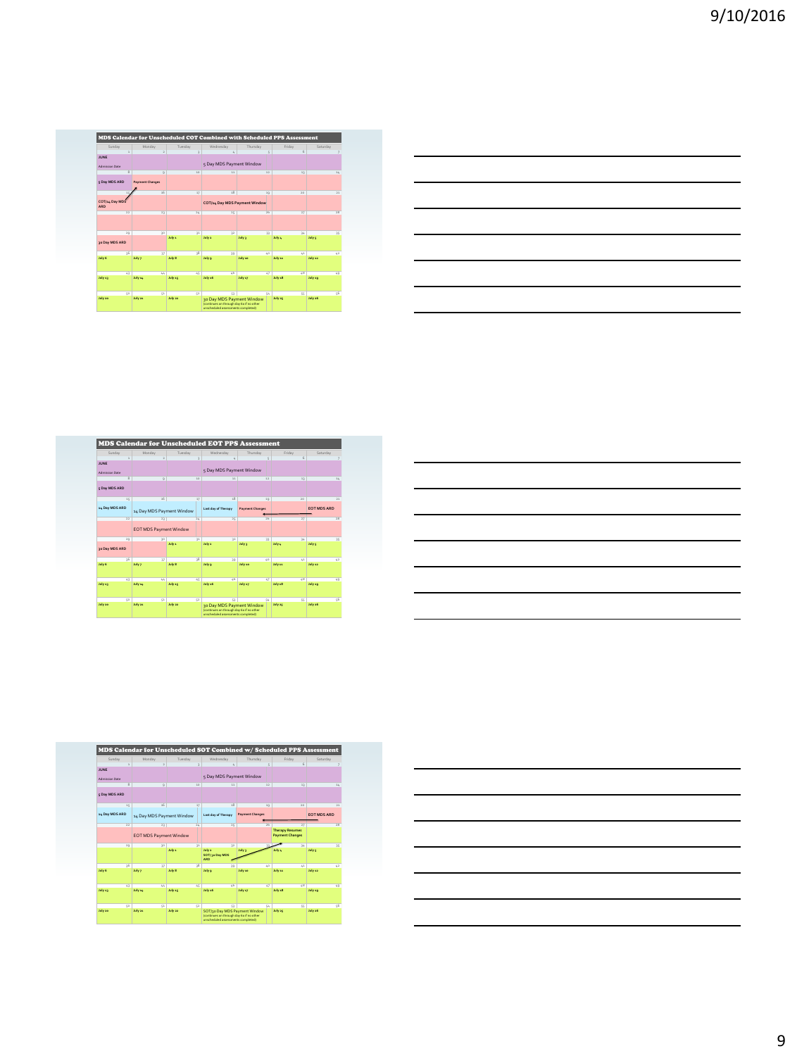## MDS Calendar for Unscheduled COT Combined with Scheduled PPS Assessment

| Sunday | Monday | Tuesday | Wednesday | Thursday | Friday | Saturday |
|---|---|---|---|---|---|---|
| 1 JUNE Admission Date | 2 | 3 | 4 5 Day MDS Payment Window | 5 | 6 | 7 |
| 8 5 Day MDS ARD | 9 Payment Changes | 10 | 11 | 12 | 13 | 14 |
| 15 COT/14 Day MDS ARD | 16 | 17 | 18 COT/14 Day MDS Payment Window | 19 | 20 | 21 |
| 22 | 23 | 24 | 25 | 26 | 27 | 28 |
| 29 30 Day MDS ARD | 30 | 31 July 1 | 32 July 2 | 33 July 3 | 34 July 4 | 35 July 5 |
| 36 July 6 | 37 July 7 | 38 July 8 | 39 July 9 | 40 July 10 | 41 July 11 | 42 July 12 |
| 43 July 13 | 44 July 14 | 45 July 15 | 46 July 16 | 47 July 17 | 48 July 18 | 49 July 19 |
| 50 July 20 | 51 July 21 | 52 July 22 | 53 30 Day MDS Payment Window (continues on through day 60 if no other unscheduled assessments completed) | 54 | 55 July 25 | 56 July 26 |

## MDS Calendar for Unscheduled EOT PPS Assessment

| Sunday | Monday | Tuesday | Wednesday | Thursday | Friday | Saturday |
|---|---|---|---|---|---|---|
| 1 JUNE Admission Date | 2 | 3 | 4 5 Day MDS Payment Window | 5 | 6 | 7 |
| 8 5 Day MDS ARD | 9 | 10 | 11 | 12 | 13 | 14 |
| 15 14 Day MDS ARD | 16 14 Day MDS Payment Window | 17 | 18 Last day of Therapy | 19 Payment Changes | 20 | 21 EOT MDS ARD |
| 22 | 23 EOT MDS Payment Window | 24 | 25 | 26 | 27 | 28 |
| 29 30 Day MDS ARD | 30 | 31 July 1 | 32 July 2 | 33 July 3 | 34 July 4 | 35 July 5 |
| 36 July 6 | 37 July 7 | 38 July 8 | 39 July 9 | 40 July 10 | 41 July 11 | 42 July 12 |
| 43 July 13 | 44 July 14 | 45 July 15 | 46 July 16 | 47 July 17 | 48 July 18 | 49 July 19 |
| 50 July 20 | 51 July 21 | 52 July 22 | 53 30 Day MDS Payment Window (continues on through day 60 if no other unscheduled assessments completed) | 54 | 55 July 25 | 56 July 26 |

## MDS Calendar for Unscheduled SOT Combined w/ Scheduled PPS Assessment

| Sunday | Monday | Tuesday | Wednesday | Thursday | Friday | Saturday |
|---|---|---|---|---|---|---|
| 1 JUNE Admission Date | 2 | 3 | 4 5 Day MDS Payment Window | 5 | 6 | 7 |
| 8 5 Day MDS ARD | 9 | 10 | 11 | 12 | 13 | 14 |
| 15 14 Day MDS ARD | 16 14 Day MDS Payment Window | 17 | 18 Last day of Therapy | 19 Payment Changes | 20 | 21 EOT MDS ARD |
| 22 | 23 EOT MDS Payment Window | 24 | 25 | 26 | 27 Therapy Resumes Payment Changes | 28 |
| 29 | 30 | 31 July 1 | 32 July 2 SOT/30 Day MDS ARD | 33 July 3 | 34 July 4 | 35 July 5 |
| 36 July 6 | 37 July 7 | 38 July 8 | 39 July 9 | 40 July 10 | 41 July 11 | 42 July 12 |
| 43 July 13 | 44 July 14 | 45 July 15 | 46 July 16 | 47 July 17 | 48 July 18 | 49 July 19 |
| 50 July 20 | 51 July 21 | 52 July 22 | 53 SOT/30 Day MDS Payment Window (continues on through day 60 if no other unscheduled assessments completed) | 54 | 55 July 25 | 56 July 26 |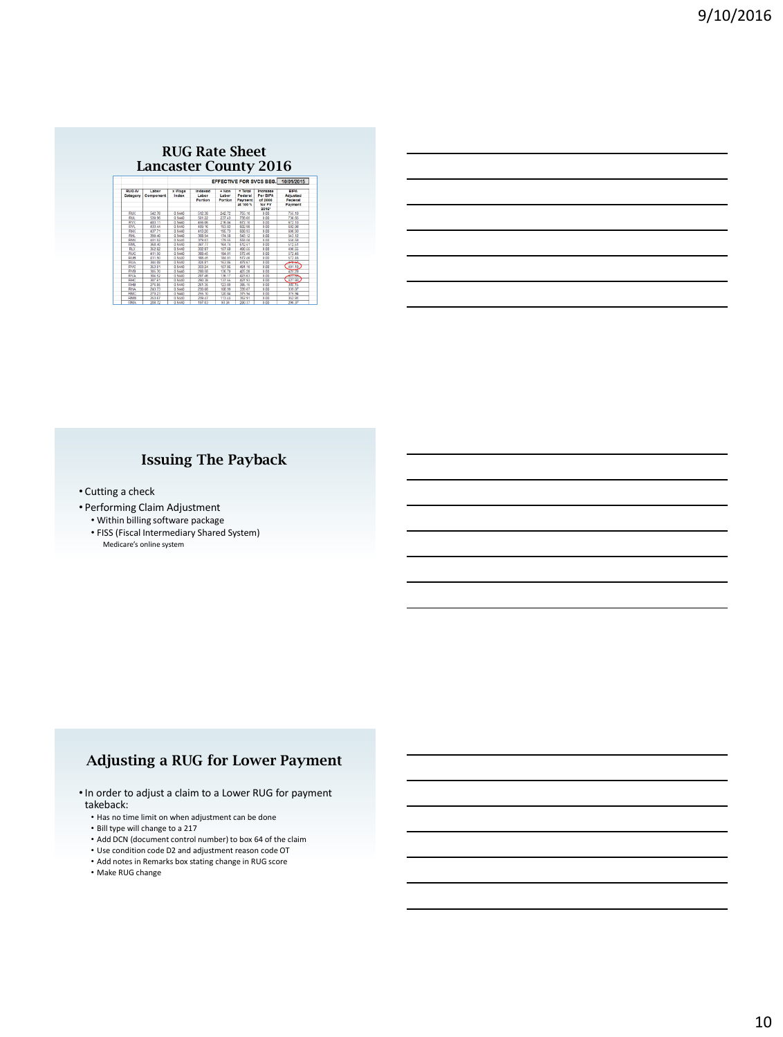## RUG Rate Sheet
## Lancaster County 2016

| | | | | | EFFECTIVE FOR SVCS BEG. | | 10/01/2015 |
|---|---|---|---|---|---|---|---|
| RUG-IV Category | Labor Component | x Wage Index | Indexed Labor Portion | + Non Labor Portion | = Total Federal Payment at 100 % | Increase Per BIPA of 2000 for FY 2016* | BIPA Adjusted Federal Payment |
| RUX | 542.78 | 0.9440 | 512.38 | 242.78 | 755.16 | 0.00 | 755.16 |
| RUL | 539.96 | 0.9440 | 501.22 | 237.43 | 738.65 | 0.00 | 738.65 |
| RVX | 463.11 | 0.9440 | 436.98 | 235.94 | 672.18 | 0.00 | 672.18 |
| RVL | 433.44 | 0.9440 | 409.16 | 193.82 | 602.98 | 0.00 | 602.98 |
| RHX | 437.71 | 0.9440 | 413.20 | 195.73 | 608.93 | 0.00 | 608.93 |
| RHL | 390.40 | 0.9440 | 368.54 | 174.58 | 543.12 | 0.00 | 543.12 |
| RMX | 401.52 | 0.9440 | 379.03 | 179.55 | 558.58 | 0.00 | 558.58 |
| RML | 368.40 | 0.9440 | 347.77 | 164.74 | 512.51 | 0.00 | 512.51 |
| RLX | 352.62 | 0.9440 | 332.87 | 157.68 | 490.55 | 0.00 | 490.55 |
| RUC | 411.50 | 0.9440 | 388.45 | 184.01 | 572.46 | 0.00 | 572.46 |
| RUB | 411.50 | 0.9440 | 388.45 | 184.01 | 572.46 | 0.00 | 572.46 |
| RUA | 344.08 | 0.9440 | 324.81 | 153.86 | 478.67 | 0.00 | 478.67 |
| RVC | 353.01 | 0.9440 | 333.24 | 157.86 | 491.10 | 0.00 | 491.10 |
| RVB | 305.70 | 0.9440 | 288.58 | 136.70 | 425.28 | 0.00 | 425.28 |
| RVA | 304.52 | 0.9440 | 287.46 | 136.17 | 423.63 | 0.00 | 423.63 |
| RHC | 307.61 | 0.9440 | 290.38 | 137.55 | 427.93 | 0.00 | 427.93 |
| RHB | 276.06 | 0.9440 | 261.36 | 123.80 | 385.16 | 0.00 | 385.16 |
| RHA | 243.73 | 0.9440 | 230.08 | 108.99 | 339.07 | 0.00 | 339.07 |
| RMC | 270.23 | 0.9440 | 255.10 | 120.84 | 375.94 | 0.00 | 375.94 |
| RMB | 253.67 | 0.9440 | 239.47 | 113.44 | 352.91 | 0.00 | 352.91 |
| RMA | 208.72 | 0.9440 | 197.03 | 93.34 | 290.37 | 0.00 | 290.37 |

## Issuing The Payback

- Cutting a check
- Performing Claim Adjustment
  - Within billing software package
  - FISS (Fiscal Intermediary Shared System)
    Medicare's online system

## Adjusting a RUG for Lower Payment

- In order to adjust a claim to a Lower RUG for payment takeback:
  - Has no time limit on when adjustment can be done
  - Bill type will change to a 217
  - Add DCN (document control number) to box 64 of the claim
  - Use condition code D2 and adjustment reason code OT
  - Add notes in Remarks box stating change in RUG score
  - Make RUG change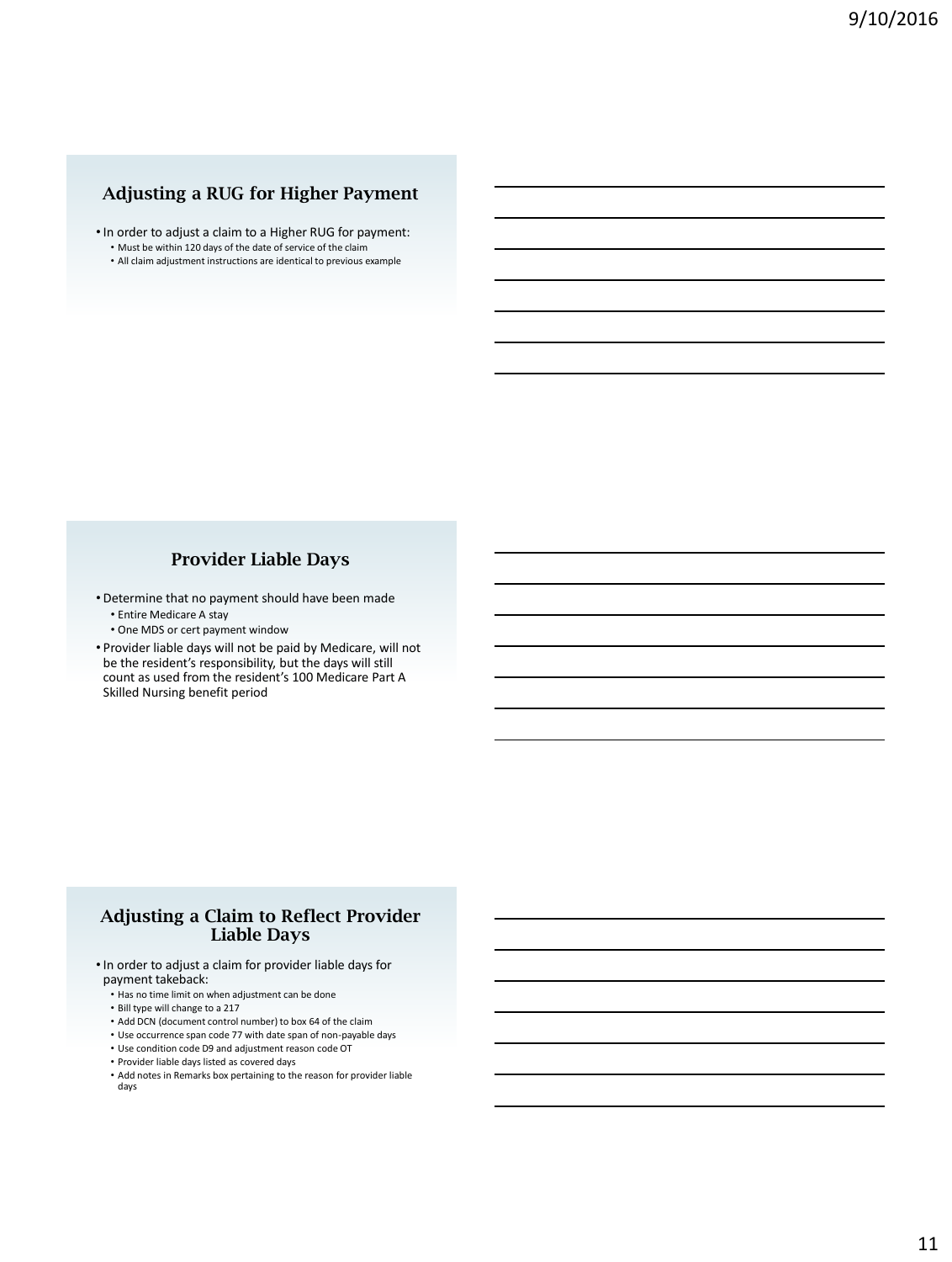## Adjusting a RUG for Higher Payment

- In order to adjust a claim to a Higher RUG for payment:
  - Must be within 120 days of the date of service of the claim
  - All claim adjustment instructions are identical to previous example

## Provider Liable Days

- Determine that no payment should have been made
  - Entire Medicare A stay
  - One MDS or cert payment window
- Provider liable days will not be paid by Medicare, will not be the resident's responsibility, but the days will still count as used from the resident's 100 Medicare Part A Skilled Nursing benefit period

## Adjusting a Claim to Reflect Provider Liable Days

- In order to adjust a claim for provider liable days for payment takeback:
  - Has no time limit on when adjustment can be done
  - Bill type will change to a 217
  - Add DCN (document control number) to box 64 of the claim
  - Use occurrence span code 77 with date span of non-payable days
  - Use condition code D9 and adjustment reason code OT
  - Provider liable days listed as covered days
  - Add notes in Remarks box pertaining to the reason for provider liable days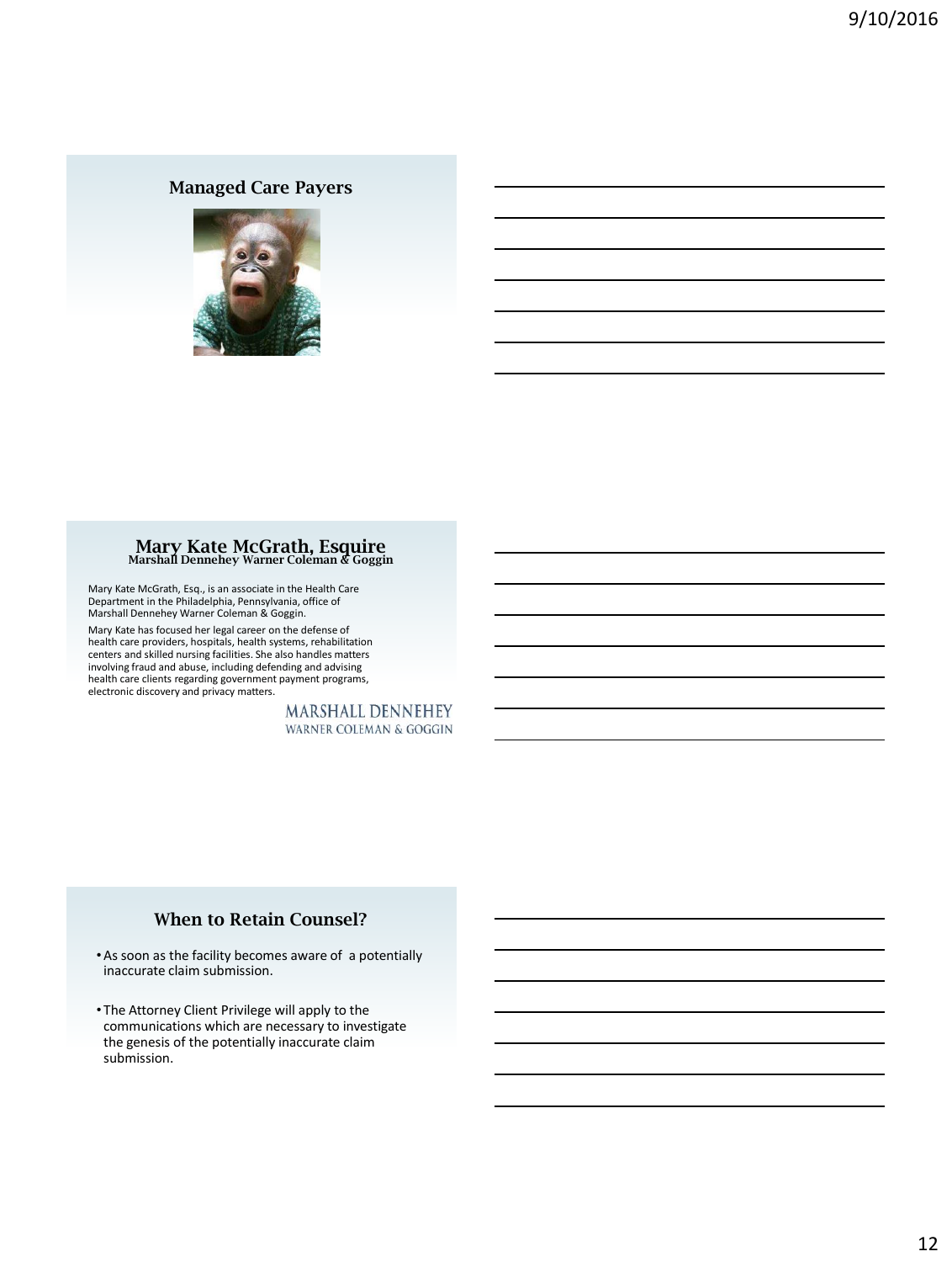## Managed Care Payers

## Mary Kate McGrath, Esquire

### Marshall Dennehey Warner Coleman & Goggin

Mary Kate McGrath, Esq., is an associate in the Health Care Department in the Philadelphia, Pennsylvania, office of Marshall Dennehey Warner Coleman & Goggin.

Mary Kate has focused her legal career on the defense of health care providers, hospitals, health systems, rehabilitation centers and skilled nursing facilities. She also handles matters involving fraud and abuse, including defending and advising health care clients regarding government payment programs, electronic discovery and privacy matters.

MARSHALL DENNEHEY
WARNER COLEMAN & GOGGIN

## When to Retain Counsel?

- As soon as the facility becomes aware of a potentially inaccurate claim submission.
- The Attorney Client Privilege will apply to the communications which are necessary to investigate the genesis of the potentially inaccurate claim submission.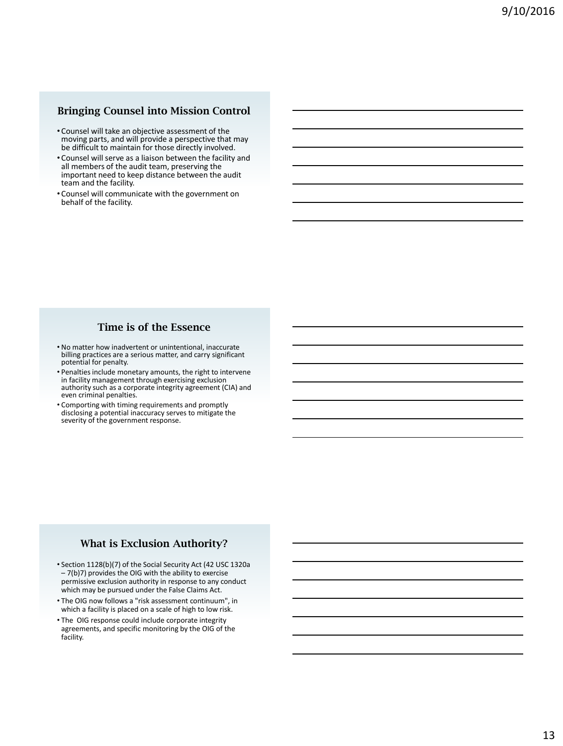## Bringing Counsel into Mission Control

- Counsel will take an objective assessment of the moving parts, and will provide a perspective that may be difficult to maintain for those directly involved.
- Counsel will serve as a liaison between the facility and all members of the audit team, preserving the important need to keep distance between the audit team and the facility.
- Counsel will communicate with the government on behalf of the facility.

## Time is of the Essence

- No matter how inadvertent or unintentional, inaccurate billing practices are a serious matter, and carry significant potential for penalty.
- Penalties include monetary amounts, the right to intervene in facility management through exercising exclusion authority such as a corporate integrity agreement (CIA) and even criminal penalties.
- Comporting with timing requirements and promptly disclosing a potential inaccuracy serves to mitigate the severity of the government response.

## What is Exclusion Authority?

- Section 1128(b)(7) of the Social Security Act (42 USC 1320a – 7(b)7) provides the OIG with the ability to exercise permissive exclusion authority in response to any conduct which may be pursued under the False Claims Act.
- The OIG now follows a "risk assessment continuum", in which a facility is placed on a scale of high to low risk.
- The OIG response could include corporate integrity agreements, and specific monitoring by the OIG of the facility.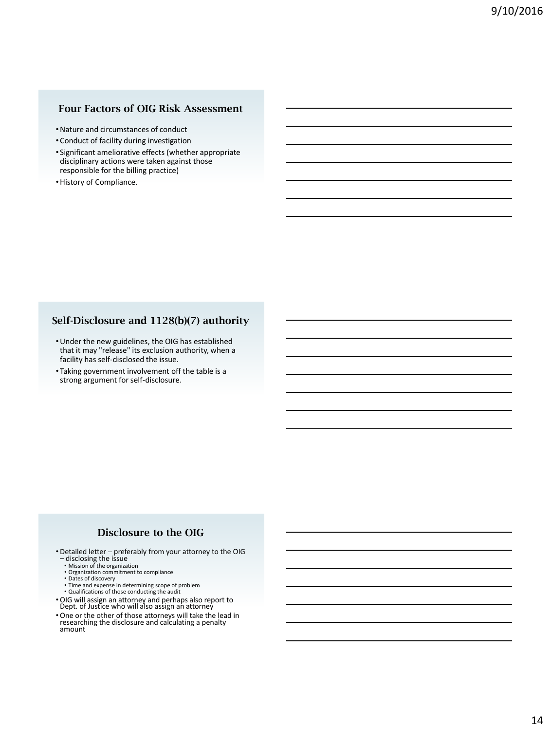## Four Factors of OIG Risk Assessment

- Nature and circumstances of conduct
- Conduct of facility during investigation
- Significant ameliorative effects (whether appropriate disciplinary actions were taken against those responsible for the billing practice)
- History of Compliance.

## Self-Disclosure and 1128(b)(7) authority

- Under the new guidelines, the OIG has established that it may "release" its exclusion authority, when a facility has self-disclosed the issue.
- Taking government involvement off the table is a strong argument for self-disclosure.

## Disclosure to the OIG

- Detailed letter – preferably from your attorney to the OIG – disclosing the issue
  - Mission of the organization
  - Organization commitment to compliance
  - Dates of discovery
  - Time and expense in determining scope of problem
  - Qualifications of those conducting the audit
- OIG will assign an attorney and perhaps also report to Dept. of Justice who will also assign an attorney
- One or the other of those attorneys will take the lead in researching the disclosure and calculating a penalty amount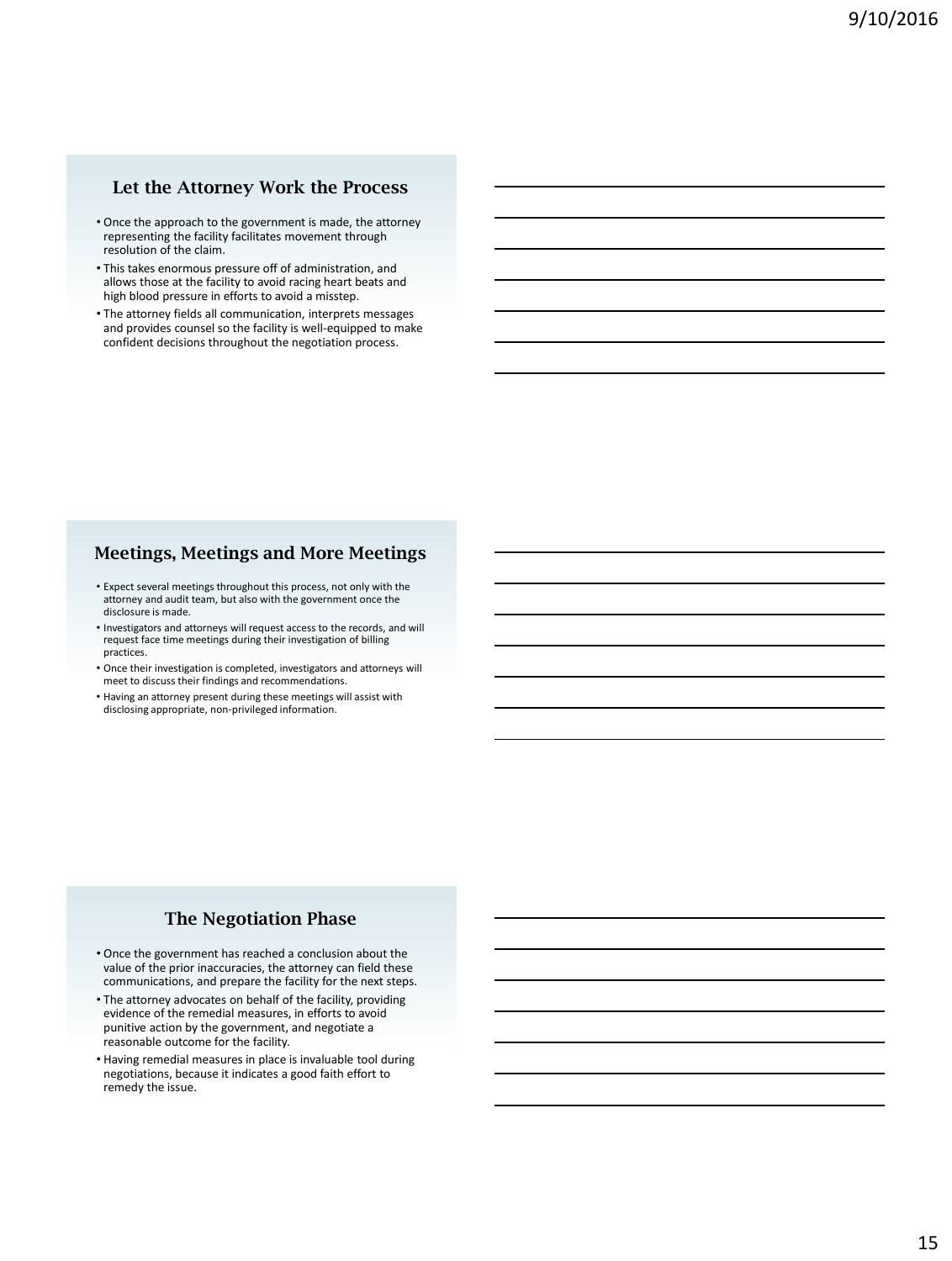## Let the Attorney Work the Process

- Once the approach to the government is made, the attorney representing the facility facilitates movement through resolution of the claim.
- This takes enormous pressure off of administration, and allows those at the facility to avoid racing heart beats and high blood pressure in efforts to avoid a misstep.
- The attorney fields all communication, interprets messages and provides counsel so the facility is well-equipped to make confident decisions throughout the negotiation process.

## Meetings, Meetings and More Meetings

- Expect several meetings throughout this process, not only with the attorney and audit team, but also with the government once the disclosure is made.
- Investigators and attorneys will request access to the records, and will request face time meetings during their investigation of billing practices.
- Once their investigation is completed, investigators and attorneys will meet to discuss their findings and recommendations.
- Having an attorney present during these meetings will assist with disclosing appropriate, non-privileged information.

## The Negotiation Phase

- Once the government has reached a conclusion about the value of the prior inaccuracies, the attorney can field these communications, and prepare the facility for the next steps.
- The attorney advocates on behalf of the facility, providing evidence of the remedial measures, in efforts to avoid punitive action by the government, and negotiate a reasonable outcome for the facility.
- Having remedial measures in place is invaluable tool during negotiations, because it indicates a good faith effort to remedy the issue.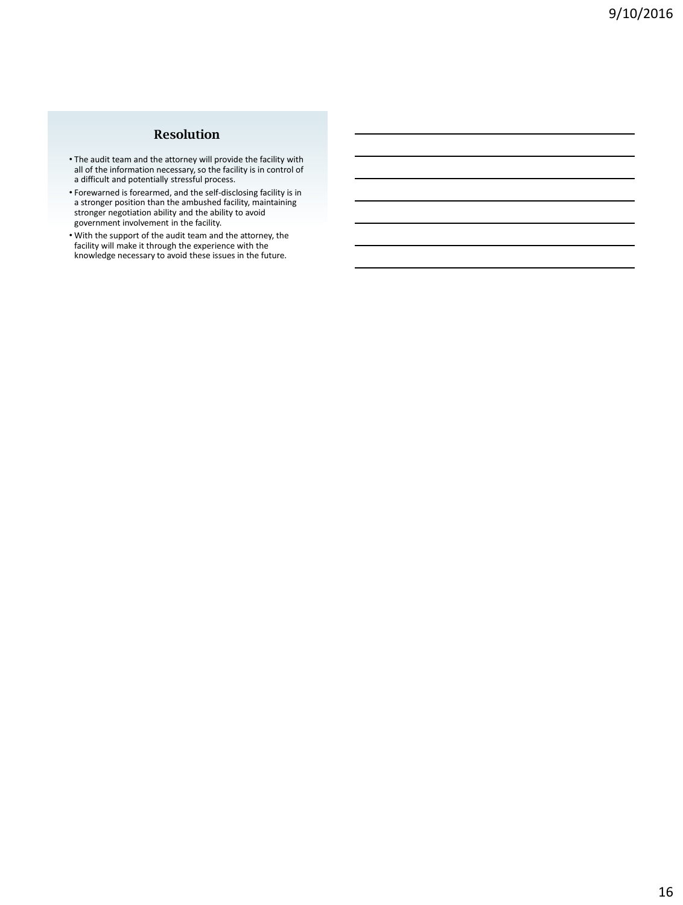## Resolution

- The audit team and the attorney will provide the facility with all of the information necessary, so the facility is in control of a difficult and potentially stressful process.
- Forewarned is forearmed, and the self-disclosing facility is in a stronger position than the ambushed facility, maintaining stronger negotiation ability and the ability to avoid government involvement in the facility.
- With the support of the audit team and the attorney, the facility will make it through the experience with the knowledge necessary to avoid these issues in the future.